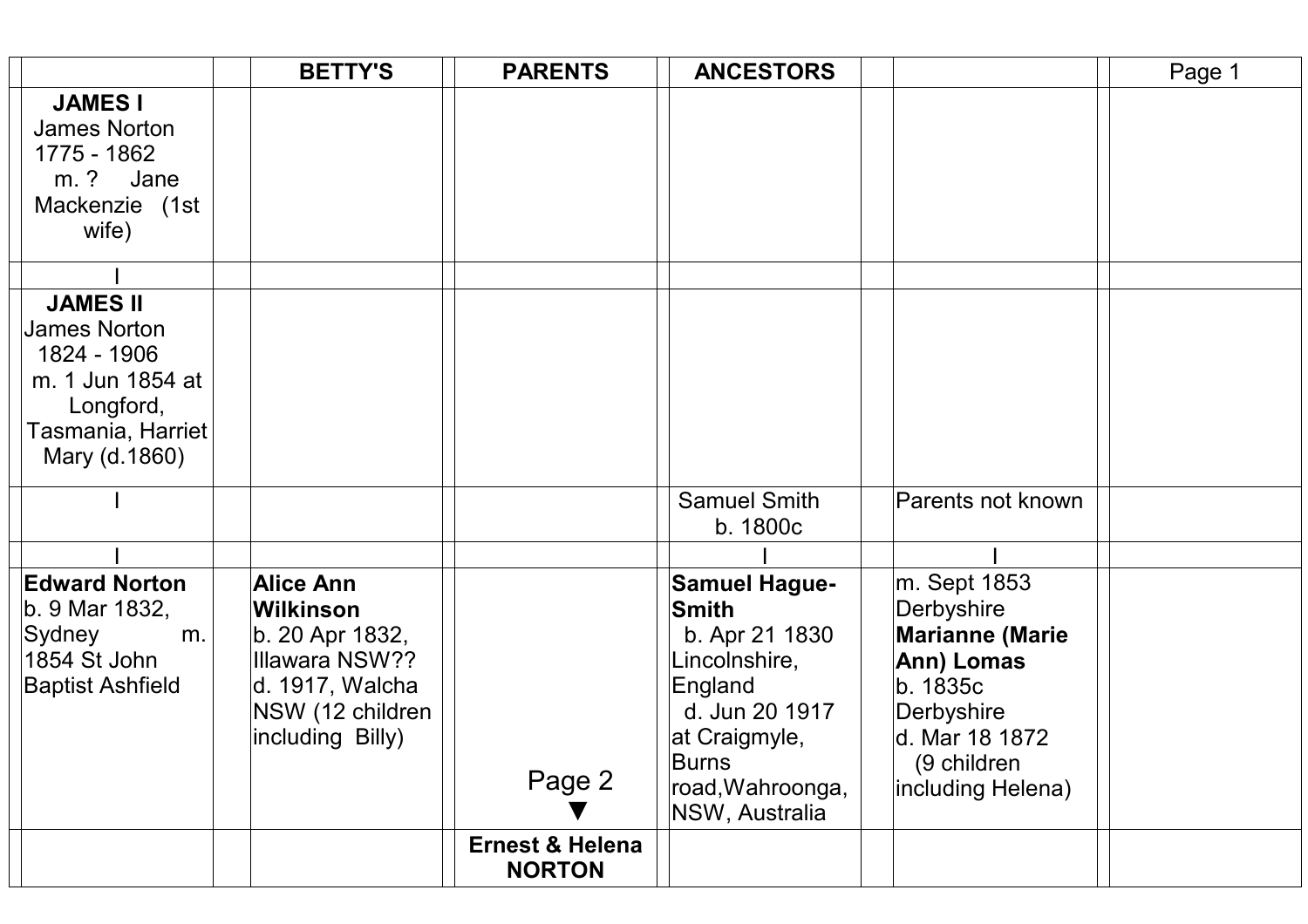| | | BETTY'S | | PARENTS | | ANCESTORS | | | | Page 1 |
|---|---|---|---|---|---|---|---|---|---|---|
| **JAMES I** James Norton 1775 - 1862 m. ? Jane Mackenzie (1st wife) | | | | | | | | | | |
| I | | | | | | | | | | |
| **JAMES II** James Norton 1824 - 1906 m. 1 Jun 1854 at Longford, Tasmania, Harriet Mary (d.1860) | | | | | | | | | | |
| I | | | | | | Samuel Smith b. 1800c | | Parents not known | | |
| I | | | | | | I | | I | | |
| **Edward Norton** b. 9 Mar 1832, Sydney m. 1854 St John Baptist Ashfield | | **Alice Ann Wilkinson** b. 20 Apr 1832, Illawara NSW?? d. 1917, Walcha NSW (12 children including Billy) | | Page 2 ▼ | | **Samuel Hague-Smith** b. Apr 21 1830 Lincolnshire, England d. Jun 20 1917 at Craigmyle, Burns road,Wahroonga, NSW, Australia | | m. Sept 1853 Derbyshire **Marianne (Marie Ann) Lomas** b. 1835c Derbyshire d. Mar 18 1872 (9 children including Helena) | | |
| | | | | **Ernest & Helena NORTON** | | | | | | |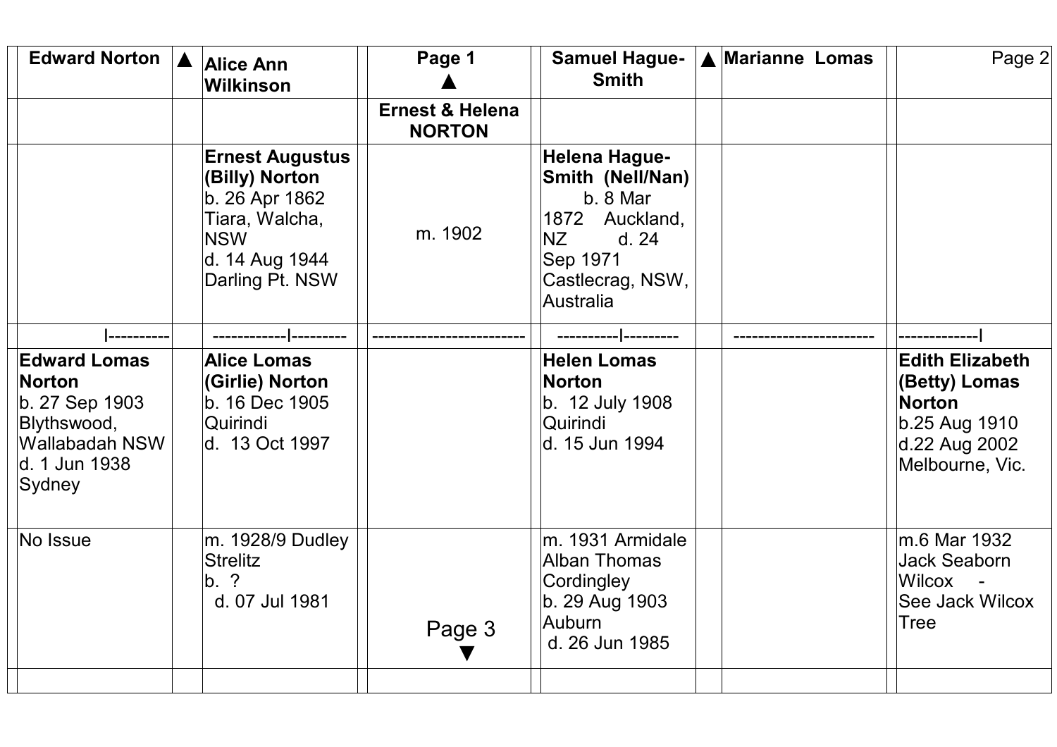| Edward Norton | ▲ | Alice Ann Wilkinson | | Page 1 ▲ | | Samuel Hague-Smith | ▲ | Marianne Lomas | | Page 2 |
|---|---|---|---|---|---|---|---|---|---|---|
| | | | | **Ernest & Helena NORTON** | | | | | | |
| | | **Ernest Augustus (Billy) Norton** b. 26 Apr 1862 Tiara, Walcha, NSW d. 14 Aug 1944 Darling Pt. NSW | | m. 1902 | | **Helena Hague-Smith (Nell/Nan)** b. 8 Mar 1872 Auckland, NZ d. 24 Sep 1971 Castlecrag, NSW, Australia | | | | |
| I--------- | | ------------I--------- | | ------------------------ | | ----------I--------- | | ---------------------- | | ------------I |
| **Edward Lomas Norton** b. 27 Sep 1903 Blythswood, Wallabadah NSW d. 1 Jun 1938 Sydney | | **Alice Lomas (Girlie) Norton** b. 16 Dec 1905 Quirindi d. 13 Oct 1997 | | | | **Helen Lomas Norton** b. 12 July 1908 Quirindi d. 15 Jun 1994 | | | | **Edith Elizabeth (Betty) Lomas Norton** b.25 Aug 1910 d.22 Aug 2002 Melbourne, Vic. |
| No Issue | | m. 1928/9 Dudley Strelitz b. ? d. 07 Jul 1981 | | Page 3 ▼ | | m. 1931 Armidale Alban Thomas Cordingley b. 29 Aug 1903 Auburn d. 26 Jun 1985 | | | | m.6 Mar 1932 Jack Seaborn Wilcox - See Jack Wilcox Tree |
| | | | | | | | | | | |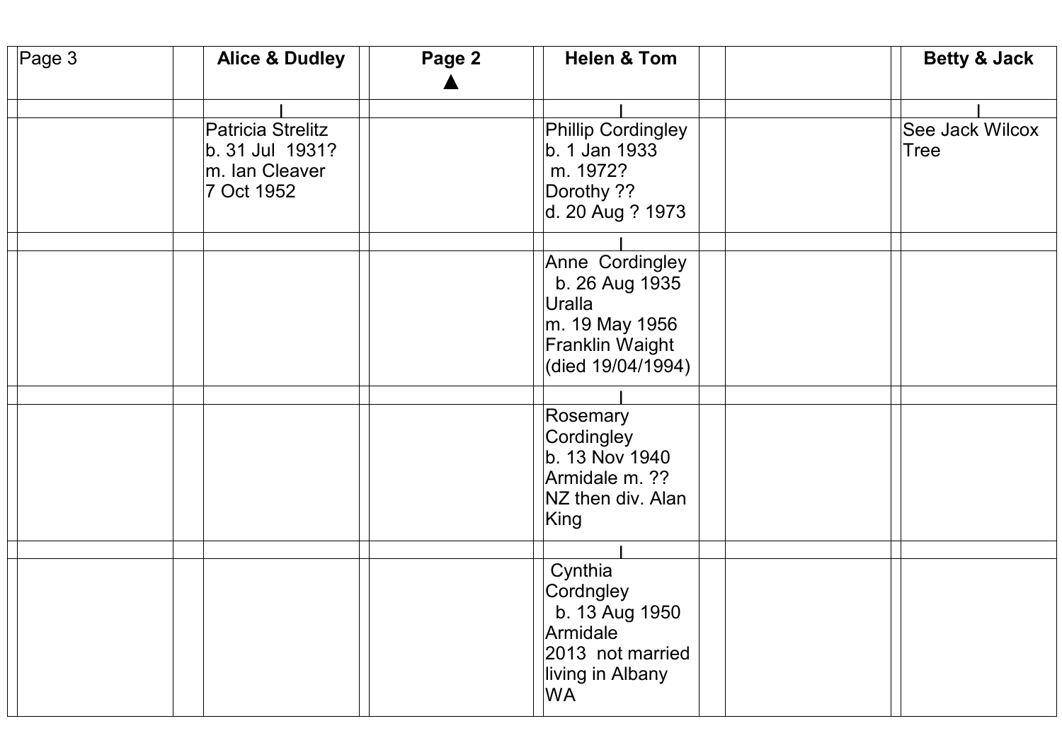| Page 3 | | Alice & Dudley | | Page 2 ▲ | | Helen & Tom | | | | Betty & Jack |
|---|---|---|---|---|---|---|---|---|---|---|
| | | I | | | | I | | | | I |
| | | Patricia Strelitz b. 31 Jul 1931? m. Ian Cleaver 7 Oct 1952 | | | | Phillip Cordingley b. 1 Jan 1933 m. 1972? Dorothy ?? d. 20 Aug ? 1973 | | | | See Jack Wilcox Tree |
| | | | | | | I | | | | |
| | | | | | | Anne Cordingley b. 26 Aug 1935 Uralla m. 19 May 1956 Franklin Waight (died 19/04/1994) | | | | |
| | | | | | | I | | | | |
| | | | | | | Rosemary Cordingley b. 13 Nov 1940 Armidale m. ?? NZ then div. Alan King | | | | |
| | | | | | | I | | | | |
| | | | | | | Cynthia Cordngley b. 13 Aug 1950 Armidale 2013 not married living in Albany WA | | | | |